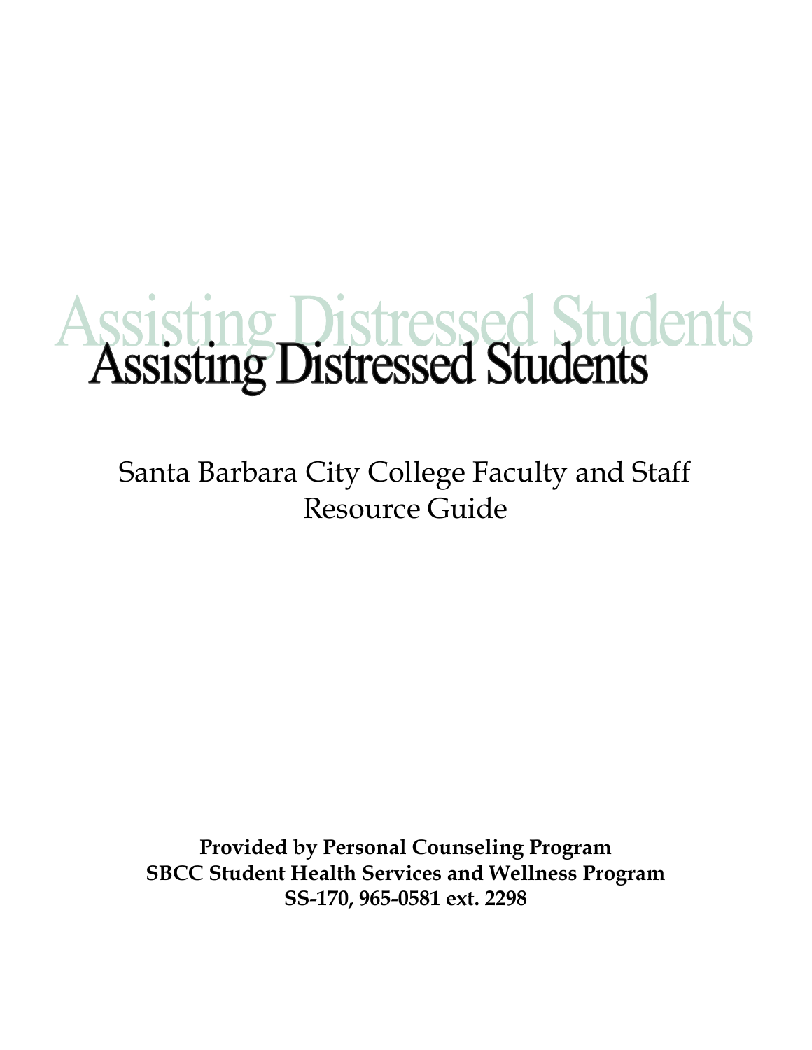# Assisting Distressed Students

Santa Barbara City College Faculty and Staff Resource Guide

**Provided by Personal Counseling Program**
**SBCC Student Health Services and Wellness Program**
**SS-170, 965-0581 ext. 2298**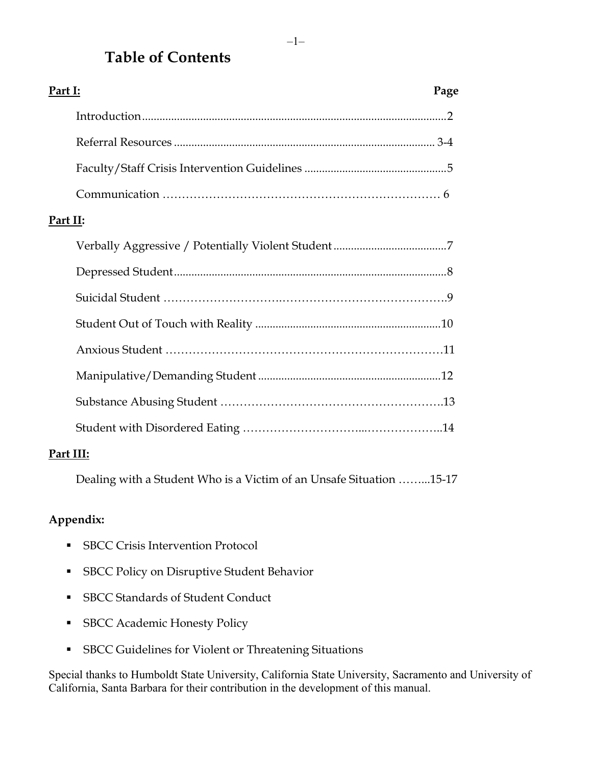# Table of Contents

| **Part I:** | **Page** |
|---|---|
| Introduction | 2 |
| Referral Resources | 3-4 |
| Faculty/Staff Crisis Intervention Guidelines | 5 |
| Communication | 6 |
| **Part II:** | |
| Verbally Aggressive / Potentially Violent Student | 7 |
| Depressed Student | 8 |
| Suicidal Student | 9 |
| Student Out of Touch with Reality | 10 |
| Anxious Student | 11 |
| Manipulative/Demanding Student | 12 |
| Substance Abusing Student | 13 |
| Student with Disordered Eating | 14 |
| **Part III:** | |
| Dealing with a Student Who is a Victim of an Unsafe Situation | 15-17 |

**Appendix:**

- SBCC Crisis Intervention Protocol
- SBCC Policy on Disruptive Student Behavior
- SBCC Standards of Student Conduct
- SBCC Academic Honesty Policy
- SBCC Guidelines for Violent or Threatening Situations

Special thanks to Humboldt State University, California State University, Sacramento and University of California, Santa Barbara for their contribution in the development of this manual.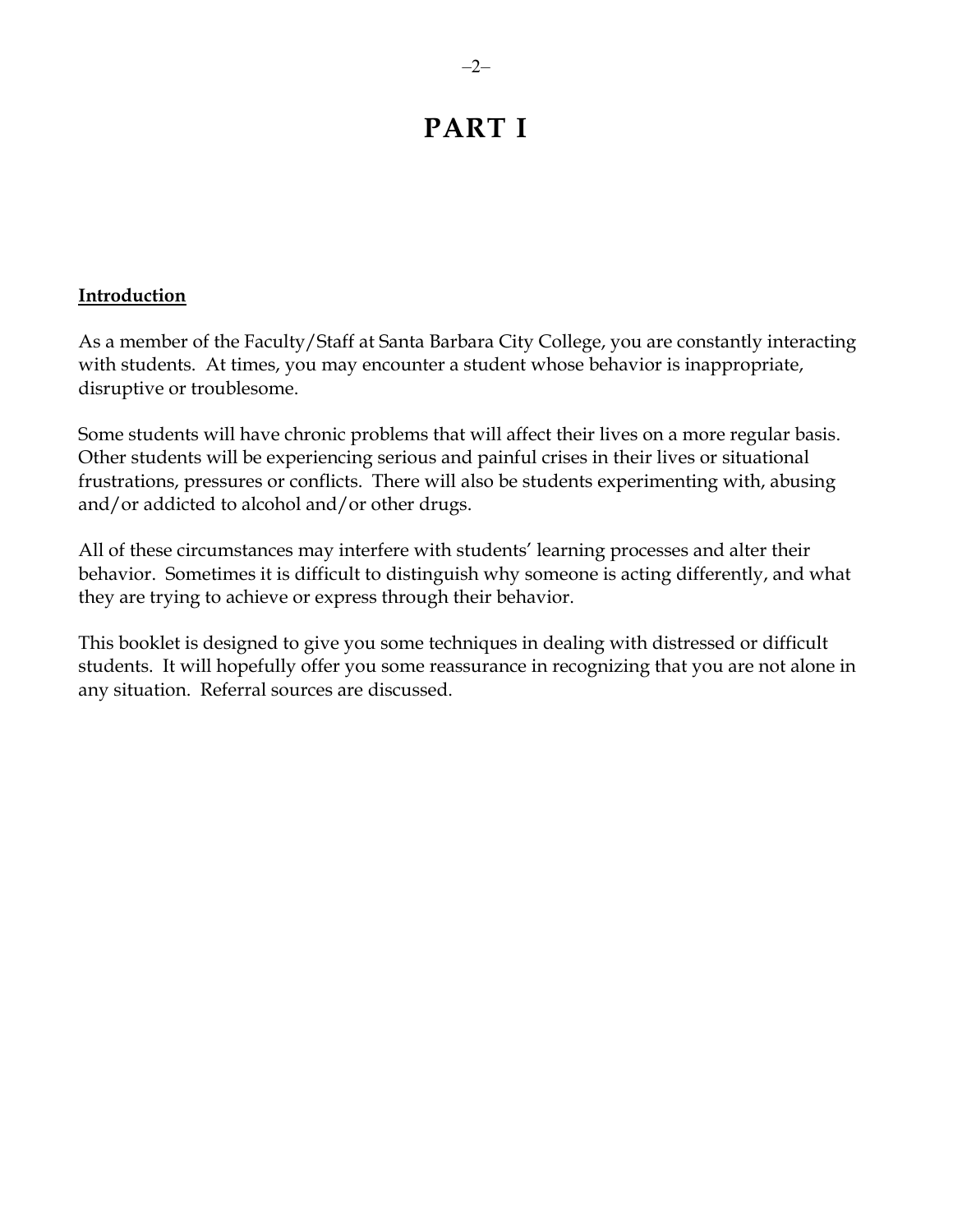# PART I

**Introduction**

As a member of the Faculty/Staff at Santa Barbara City College, you are constantly interacting with students. At times, you may encounter a student whose behavior is inappropriate, disruptive or troublesome.

Some students will have chronic problems that will affect their lives on a more regular basis. Other students will be experiencing serious and painful crises in their lives or situational frustrations, pressures or conflicts. There will also be students experimenting with, abusing and/or addicted to alcohol and/or other drugs.

All of these circumstances may interfere with students' learning processes and alter their behavior. Sometimes it is difficult to distinguish why someone is acting differently, and what they are trying to achieve or express through their behavior.

This booklet is designed to give you some techniques in dealing with distressed or difficult students. It will hopefully offer you some reassurance in recognizing that you are not alone in any situation. Referral sources are discussed.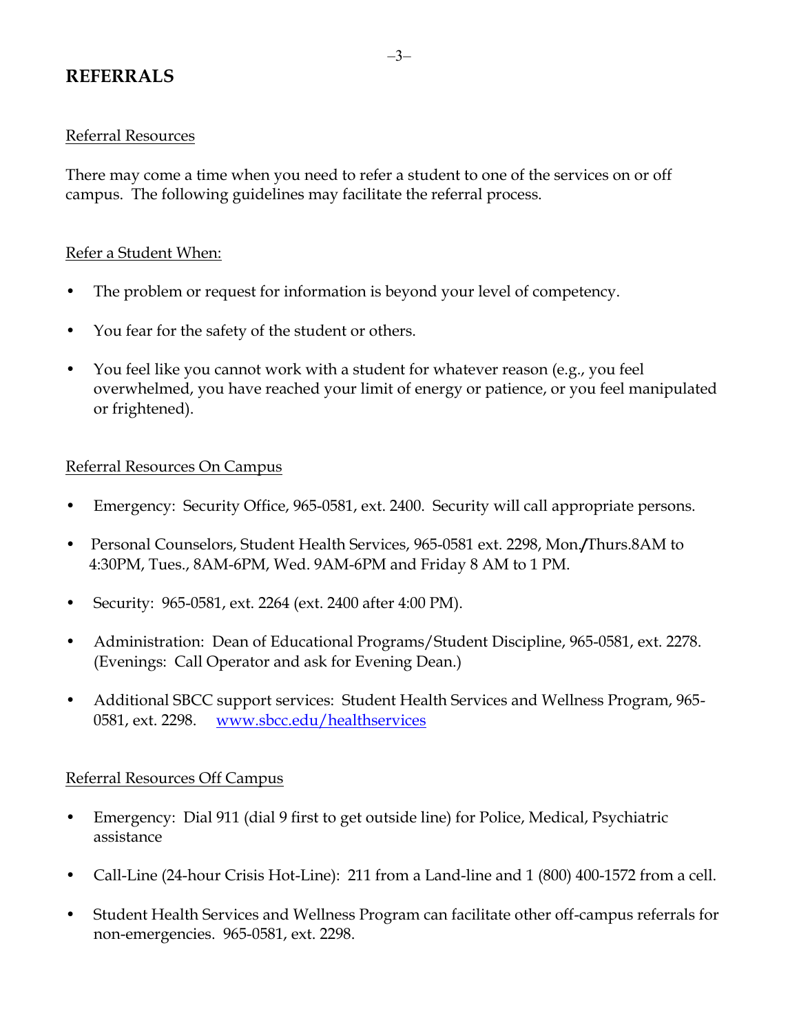## REFERRALS

Referral Resources

There may come a time when you need to refer a student to one of the services on or off campus. The following guidelines may facilitate the referral process.

Refer a Student When:

- The problem or request for information is beyond your level of competency.
- You fear for the safety of the student or others.
- You feel like you cannot work with a student for whatever reason (e.g., you feel overwhelmed, you have reached your limit of energy or patience, or you feel manipulated or frightened).

Referral Resources On Campus

- Emergency: Security Office, 965-0581, ext. 2400. Security will call appropriate persons.
- Personal Counselors, Student Health Services, 965-0581 ext. 2298, Mon./Thurs.8AM to 4:30PM, Tues., 8AM-6PM, Wed. 9AM-6PM and Friday 8 AM to 1 PM.
- Security: 965-0581, ext. 2264 (ext. 2400 after 4:00 PM).
- Administration: Dean of Educational Programs/Student Discipline, 965-0581, ext. 2278. (Evenings: Call Operator and ask for Evening Dean.)
- Additional SBCC support services: Student Health Services and Wellness Program, 965-0581, ext. 2298. www.sbcc.edu/healthservices

Referral Resources Off Campus

- Emergency: Dial 911 (dial 9 first to get outside line) for Police, Medical, Psychiatric assistance
- Call-Line (24-hour Crisis Hot-Line): 211 from a Land-line and 1 (800) 400-1572 from a cell.
- Student Health Services and Wellness Program can facilitate other off-campus referrals for non-emergencies. 965-0581, ext. 2298.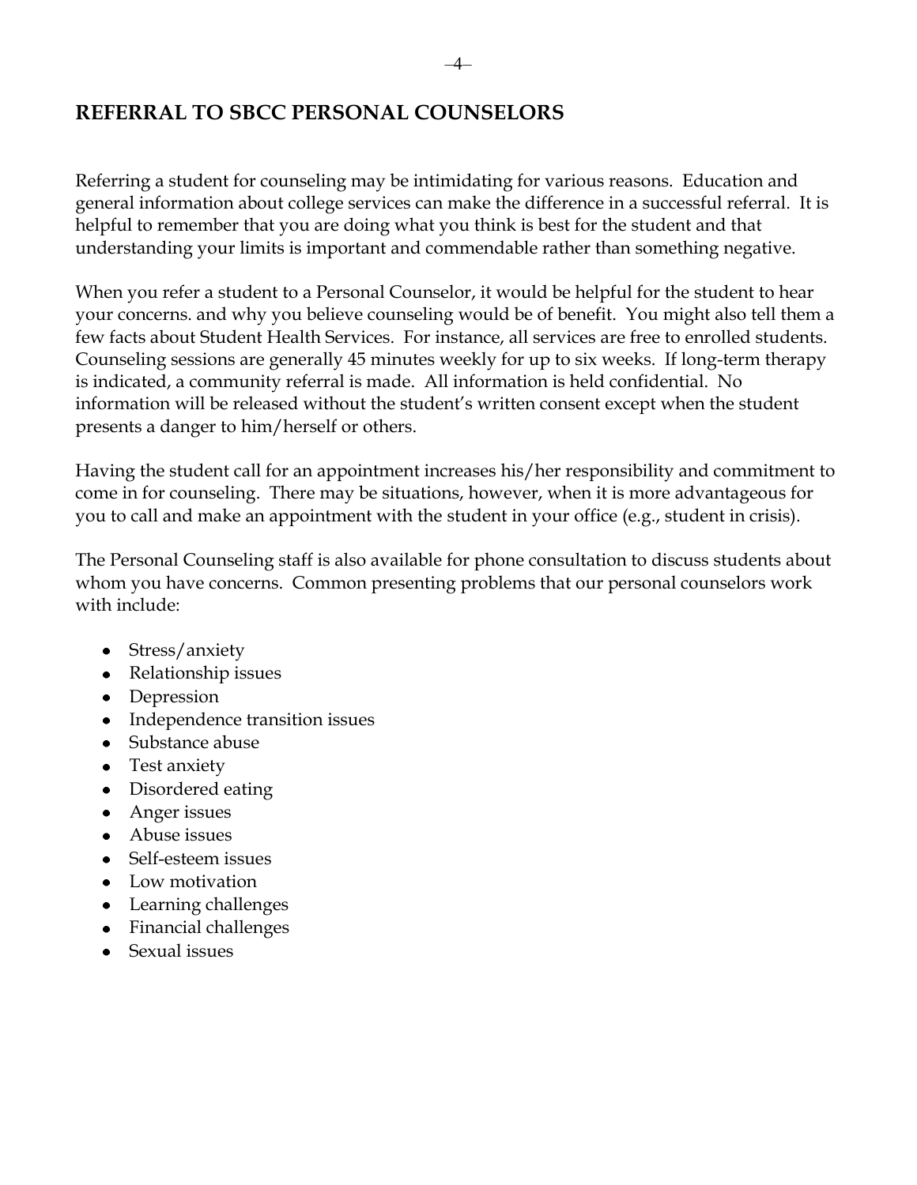## REFERRAL TO SBCC PERSONAL COUNSELORS

Referring a student for counseling may be intimidating for various reasons. Education and general information about college services can make the difference in a successful referral. It is helpful to remember that you are doing what you think is best for the student and that understanding your limits is important and commendable rather than something negative.

When you refer a student to a Personal Counselor, it would be helpful for the student to hear your concerns. and why you believe counseling would be of benefit. You might also tell them a few facts about Student Health Services. For instance, all services are free to enrolled students. Counseling sessions are generally 45 minutes weekly for up to six weeks. If long-term therapy is indicated, a community referral is made. All information is held confidential. No information will be released without the student's written consent except when the student presents a danger to him/herself or others.

Having the student call for an appointment increases his/her responsibility and commitment to come in for counseling. There may be situations, however, when it is more advantageous for you to call and make an appointment with the student in your office (e.g., student in crisis).

The Personal Counseling staff is also available for phone consultation to discuss students about whom you have concerns. Common presenting problems that our personal counselors work with include:

- Stress/anxiety
- Relationship issues
- Depression
- Independence transition issues
- Substance abuse
- Test anxiety
- Disordered eating
- Anger issues
- Abuse issues
- Self-esteem issues
- Low motivation
- Learning challenges
- Financial challenges
- Sexual issues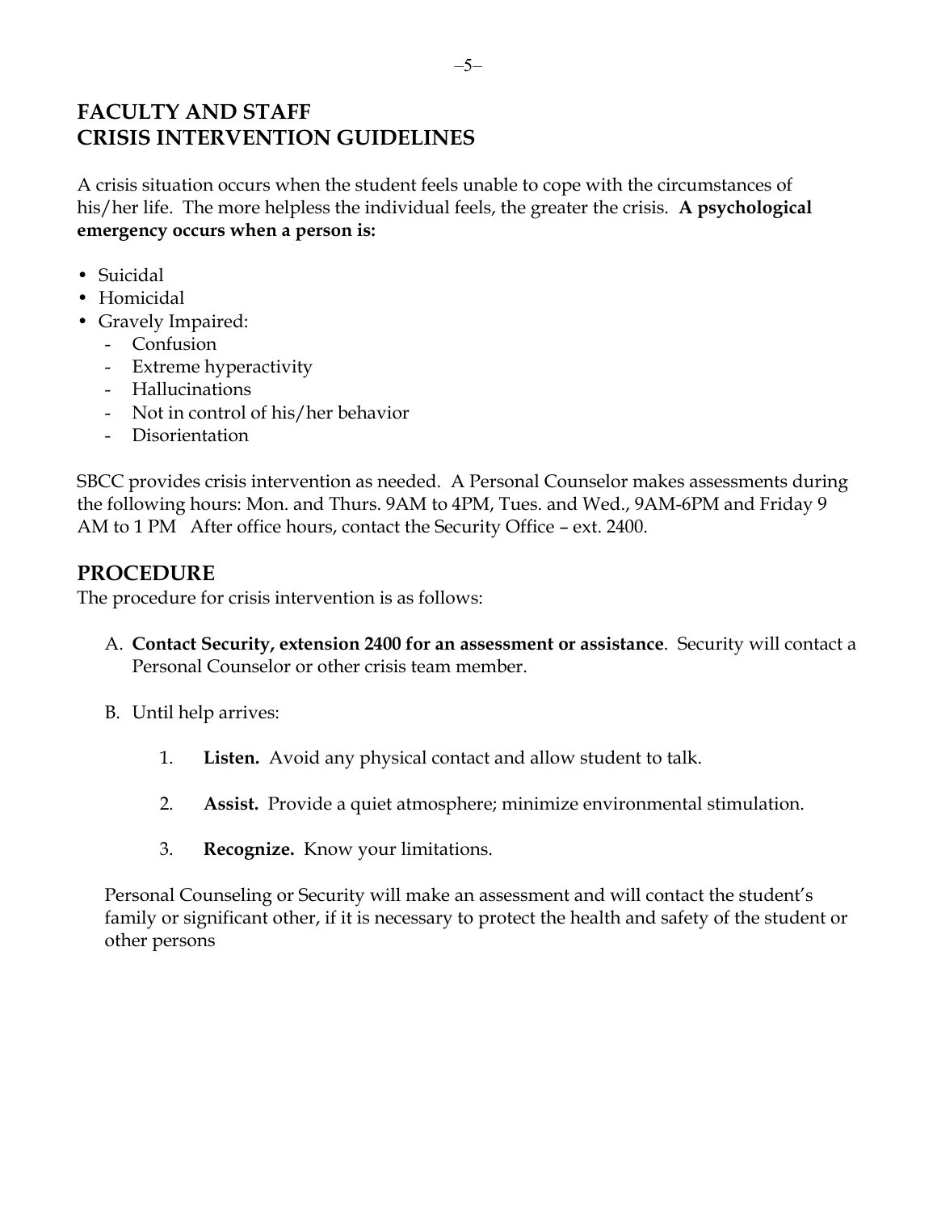## FACULTY AND STAFF CRISIS INTERVENTION GUIDELINES

A crisis situation occurs when the student feels unable to cope with the circumstances of his/her life. The more helpless the individual feels, the greater the crisis. **A psychological emergency occurs when a person is:**

- Suicidal
- Homicidal
- Gravely Impaired:
  - Confusion
  - Extreme hyperactivity
  - Hallucinations
  - Not in control of his/her behavior
  - Disorientation

SBCC provides crisis intervention as needed. A Personal Counselor makes assessments during the following hours: Mon. and Thurs. 9AM to 4PM, Tues. and Wed., 9AM-6PM and Friday 9 AM to 1 PM After office hours, contact the Security Office – ext. 2400.

## PROCEDURE

The procedure for crisis intervention is as follows:

A. **Contact Security, extension 2400 for an assessment or assistance**. Security will contact a Personal Counselor or other crisis team member.

B. Until help arrives:

1. **Listen.** Avoid any physical contact and allow student to talk.

2. **Assist.** Provide a quiet atmosphere; minimize environmental stimulation.

3. **Recognize.** Know your limitations.

Personal Counseling or Security will make an assessment and will contact the student's family or significant other, if it is necessary to protect the health and safety of the student or other persons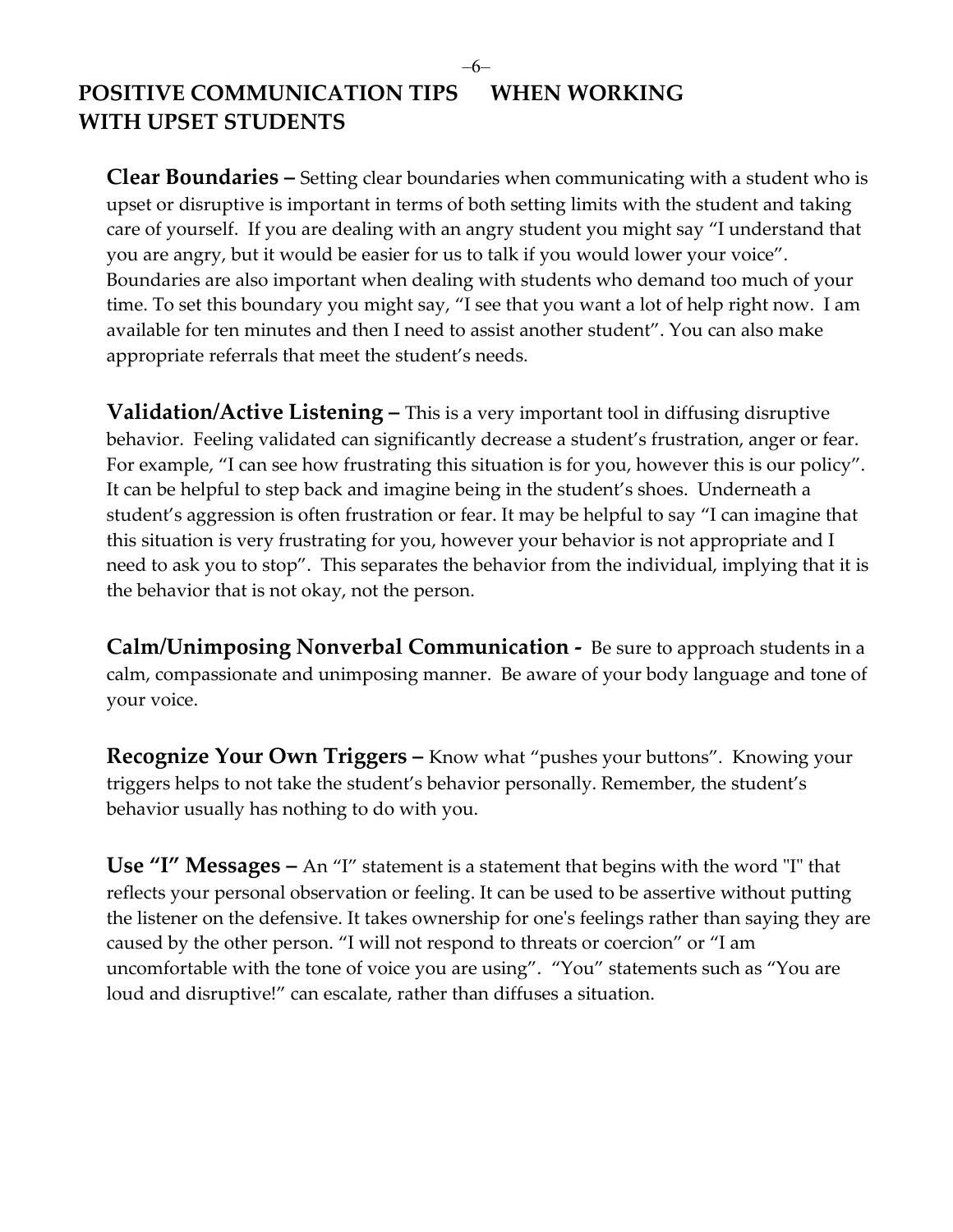# POSITIVE COMMUNICATION TIPS WHEN WORKING WITH UPSET STUDENTS

**Clear Boundaries –** Setting clear boundaries when communicating with a student who is upset or disruptive is important in terms of both setting limits with the student and taking care of yourself. If you are dealing with an angry student you might say "I understand that you are angry, but it would be easier for us to talk if you would lower your voice". Boundaries are also important when dealing with students who demand too much of your time. To set this boundary you might say, "I see that you want a lot of help right now. I am available for ten minutes and then I need to assist another student". You can also make appropriate referrals that meet the student's needs.

**Validation/Active Listening –** This is a very important tool in diffusing disruptive behavior. Feeling validated can significantly decrease a student's frustration, anger or fear. For example, "I can see how frustrating this situation is for you, however this is our policy". It can be helpful to step back and imagine being in the student's shoes. Underneath a student's aggression is often frustration or fear. It may be helpful to say "I can imagine that this situation is very frustrating for you, however your behavior is not appropriate and I need to ask you to stop". This separates the behavior from the individual, implying that it is the behavior that is not okay, not the person.

**Calm/Unimposing Nonverbal Communication -** Be sure to approach students in a calm, compassionate and unimposing manner. Be aware of your body language and tone of your voice.

**Recognize Your Own Triggers –** Know what "pushes your buttons". Knowing your triggers helps to not take the student's behavior personally. Remember, the student's behavior usually has nothing to do with you.

**Use "I" Messages –** An "I" statement is a statement that begins with the word "I" that reflects your personal observation or feeling. It can be used to be assertive without putting the listener on the defensive. It takes ownership for one's feelings rather than saying they are caused by the other person. "I will not respond to threats or coercion" or "I am uncomfortable with the tone of voice you are using". "You" statements such as "You are loud and disruptive!" can escalate, rather than diffuses a situation.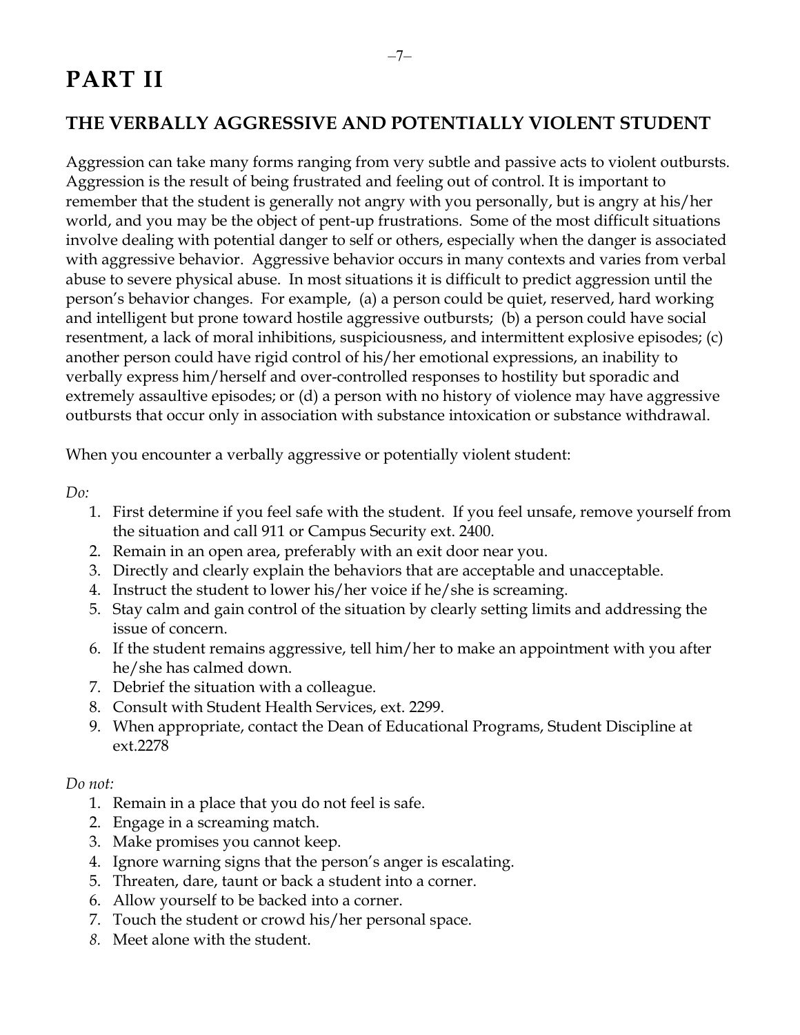# PART II

## THE VERBALLY AGGRESSIVE AND POTENTIALLY VIOLENT STUDENT

Aggression can take many forms ranging from very subtle and passive acts to violent outbursts. Aggression is the result of being frustrated and feeling out of control. It is important to remember that the student is generally not angry with you personally, but is angry at his/her world, and you may be the object of pent-up frustrations. Some of the most difficult situations involve dealing with potential danger to self or others, especially when the danger is associated with aggressive behavior. Aggressive behavior occurs in many contexts and varies from verbal abuse to severe physical abuse. In most situations it is difficult to predict aggression until the person's behavior changes. For example, (a) a person could be quiet, reserved, hard working and intelligent but prone toward hostile aggressive outbursts; (b) a person could have social resentment, a lack of moral inhibitions, suspiciousness, and intermittent explosive episodes; (c) another person could have rigid control of his/her emotional expressions, an inability to verbally express him/herself and over-controlled responses to hostility but sporadic and extremely assaultive episodes; or (d) a person with no history of violence may have aggressive outbursts that occur only in association with substance intoxication or substance withdrawal.

When you encounter a verbally aggressive or potentially violent student:

*Do:*

1. First determine if you feel safe with the student. If you feel unsafe, remove yourself from the situation and call 911 or Campus Security ext. 2400.
2. Remain in an open area, preferably with an exit door near you.
3. Directly and clearly explain the behaviors that are acceptable and unacceptable.
4. Instruct the student to lower his/her voice if he/she is screaming.
5. Stay calm and gain control of the situation by clearly setting limits and addressing the issue of concern.
6. If the student remains aggressive, tell him/her to make an appointment with you after he/she has calmed down.
7. Debrief the situation with a colleague.
8. Consult with Student Health Services, ext. 2299.
9. When appropriate, contact the Dean of Educational Programs, Student Discipline at ext.2278

*Do not:*

1. Remain in a place that you do not feel is safe.
2. Engage in a screaming match.
3. Make promises you cannot keep.
4. Ignore warning signs that the person's anger is escalating.
5. Threaten, dare, taunt or back a student into a corner.
6. Allow yourself to be backed into a corner.
7. Touch the student or crowd his/her personal space.
8. Meet alone with the student.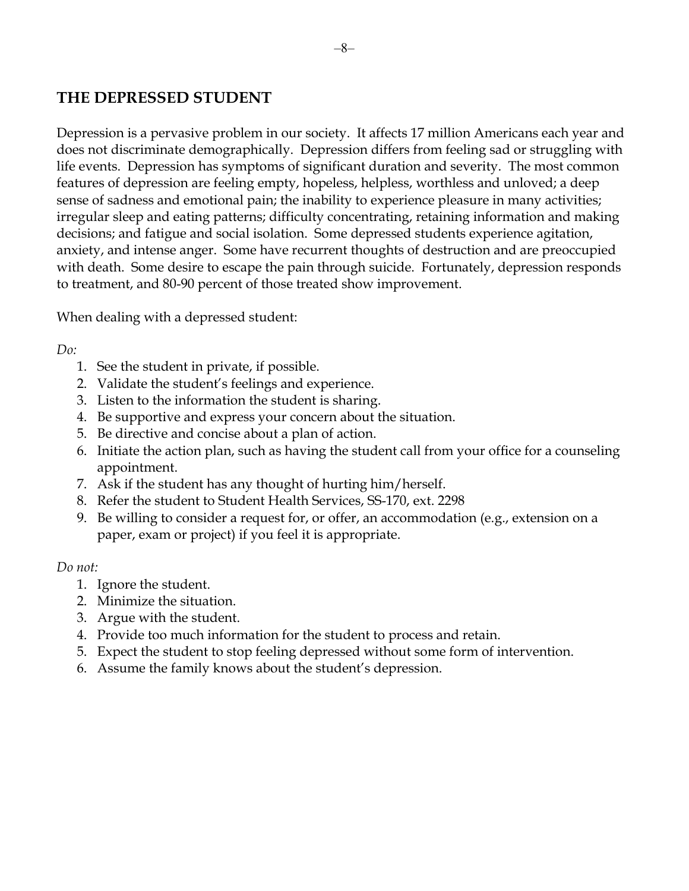## THE DEPRESSED STUDENT

Depression is a pervasive problem in our society. It affects 17 million Americans each year and does not discriminate demographically. Depression differs from feeling sad or struggling with life events. Depression has symptoms of significant duration and severity. The most common features of depression are feeling empty, hopeless, helpless, worthless and unloved; a deep sense of sadness and emotional pain; the inability to experience pleasure in many activities; irregular sleep and eating patterns; difficulty concentrating, retaining information and making decisions; and fatigue and social isolation. Some depressed students experience agitation, anxiety, and intense anger. Some have recurrent thoughts of destruction and are preoccupied with death. Some desire to escape the pain through suicide. Fortunately, depression responds to treatment, and 80-90 percent of those treated show improvement.

When dealing with a depressed student:

*Do:*

1. See the student in private, if possible.
2. Validate the student's feelings and experience.
3. Listen to the information the student is sharing.
4. Be supportive and express your concern about the situation.
5. Be directive and concise about a plan of action.
6. Initiate the action plan, such as having the student call from your office for a counseling appointment.
7. Ask if the student has any thought of hurting him/herself.
8. Refer the student to Student Health Services, SS-170, ext. 2298
9. Be willing to consider a request for, or offer, an accommodation (e.g., extension on a paper, exam or project) if you feel it is appropriate.

*Do not:*

1. Ignore the student.
2. Minimize the situation.
3. Argue with the student.
4. Provide too much information for the student to process and retain.
5. Expect the student to stop feeling depressed without some form of intervention.
6. Assume the family knows about the student's depression.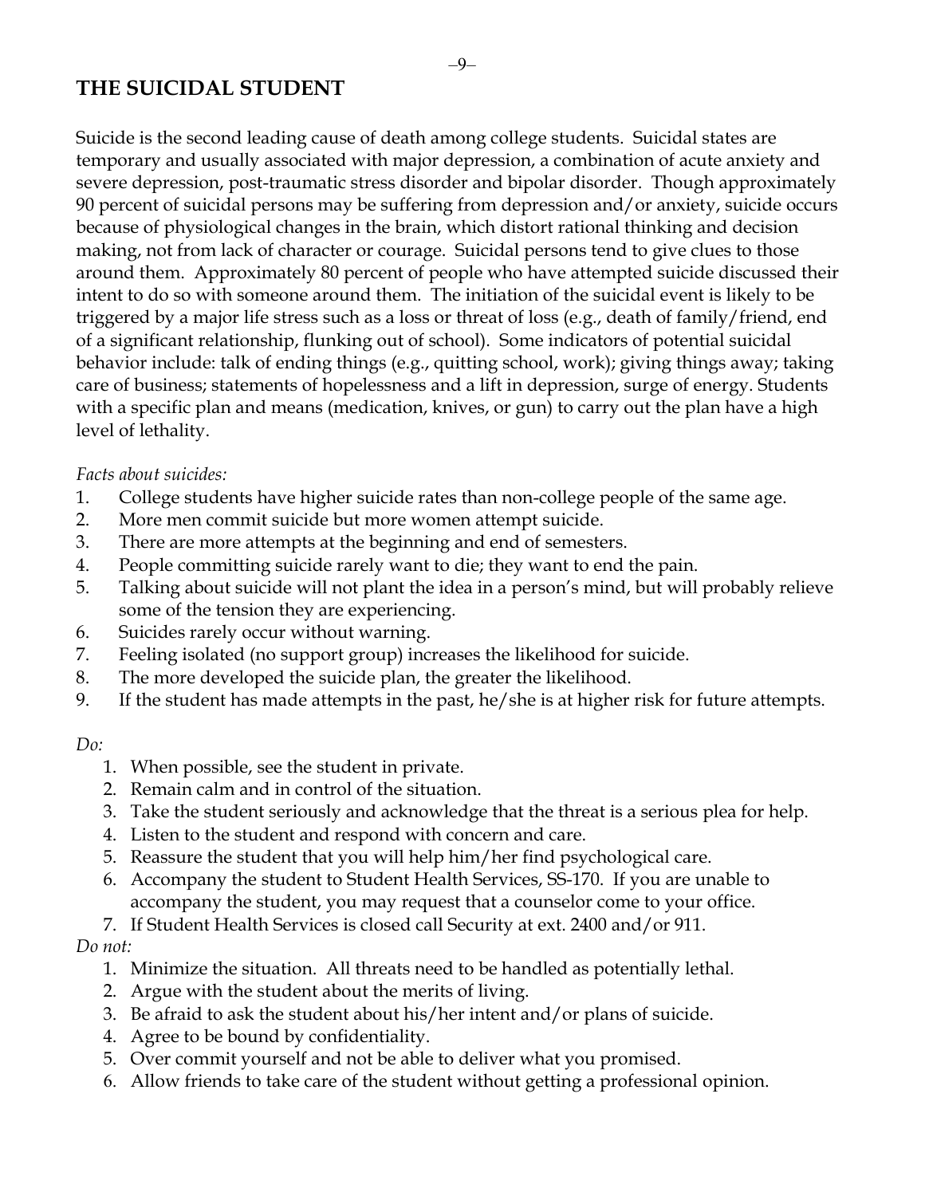# THE SUICIDAL STUDENT

Suicide is the second leading cause of death among college students. Suicidal states are temporary and usually associated with major depression, a combination of acute anxiety and severe depression, post-traumatic stress disorder and bipolar disorder. Though approximately 90 percent of suicidal persons may be suffering from depression and/or anxiety, suicide occurs because of physiological changes in the brain, which distort rational thinking and decision making, not from lack of character or courage. Suicidal persons tend to give clues to those around them. Approximately 80 percent of people who have attempted suicide discussed their intent to do so with someone around them. The initiation of the suicidal event is likely to be triggered by a major life stress such as a loss or threat of loss (e.g., death of family/friend, end of a significant relationship, flunking out of school). Some indicators of potential suicidal behavior include: talk of ending things (e.g., quitting school, work); giving things away; taking care of business; statements of hopelessness and a lift in depression, surge of energy. Students with a specific plan and means (medication, knives, or gun) to carry out the plan have a high level of lethality.

*Facts about suicides:*

1. College students have higher suicide rates than non-college people of the same age.
2. More men commit suicide but more women attempt suicide.
3. There are more attempts at the beginning and end of semesters.
4. People committing suicide rarely want to die; they want to end the pain.
5. Talking about suicide will not plant the idea in a person's mind, but will probably relieve some of the tension they are experiencing.
6. Suicides rarely occur without warning.
7. Feeling isolated (no support group) increases the likelihood for suicide.
8. The more developed the suicide plan, the greater the likelihood.
9. If the student has made attempts in the past, he/she is at higher risk for future attempts.

*Do:*

1. When possible, see the student in private.
2. Remain calm and in control of the situation.
3. Take the student seriously and acknowledge that the threat is a serious plea for help.
4. Listen to the student and respond with concern and care.
5. Reassure the student that you will help him/her find psychological care.
6. Accompany the student to Student Health Services, SS-170. If you are unable to accompany the student, you may request that a counselor come to your office.
7. If Student Health Services is closed call Security at ext. 2400 and/or 911.

*Do not:*

1. Minimize the situation. All threats need to be handled as potentially lethal.
2. Argue with the student about the merits of living.
3. Be afraid to ask the student about his/her intent and/or plans of suicide.
4. Agree to be bound by confidentiality.
5. Over commit yourself and not be able to deliver what you promised.
6. Allow friends to take care of the student without getting a professional opinion.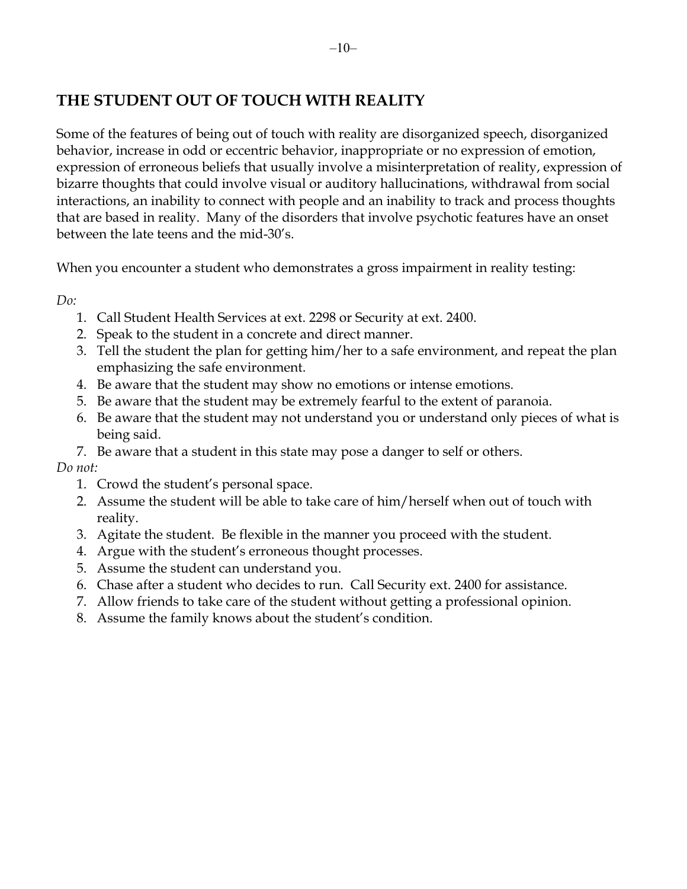## THE STUDENT OUT OF TOUCH WITH REALITY

Some of the features of being out of touch with reality are disorganized speech, disorganized behavior, increase in odd or eccentric behavior, inappropriate or no expression of emotion, expression of erroneous beliefs that usually involve a misinterpretation of reality, expression of bizarre thoughts that could involve visual or auditory hallucinations, withdrawal from social interactions, an inability to connect with people and an inability to track and process thoughts that are based in reality. Many of the disorders that involve psychotic features have an onset between the late teens and the mid-30's.

When you encounter a student who demonstrates a gross impairment in reality testing:

*Do:*

1. Call Student Health Services at ext. 2298 or Security at ext. 2400.
2. Speak to the student in a concrete and direct manner.
3. Tell the student the plan for getting him/her to a safe environment, and repeat the plan emphasizing the safe environment.
4. Be aware that the student may show no emotions or intense emotions.
5. Be aware that the student may be extremely fearful to the extent of paranoia.
6. Be aware that the student may not understand you or understand only pieces of what is being said.
7. Be aware that a student in this state may pose a danger to self or others.

*Do not:*

1. Crowd the student's personal space.
2. Assume the student will be able to take care of him/herself when out of touch with reality.
3. Agitate the student. Be flexible in the manner you proceed with the student.
4. Argue with the student's erroneous thought processes.
5. Assume the student can understand you.
6. Chase after a student who decides to run. Call Security ext. 2400 for assistance.
7. Allow friends to take care of the student without getting a professional opinion.
8. Assume the family knows about the student's condition.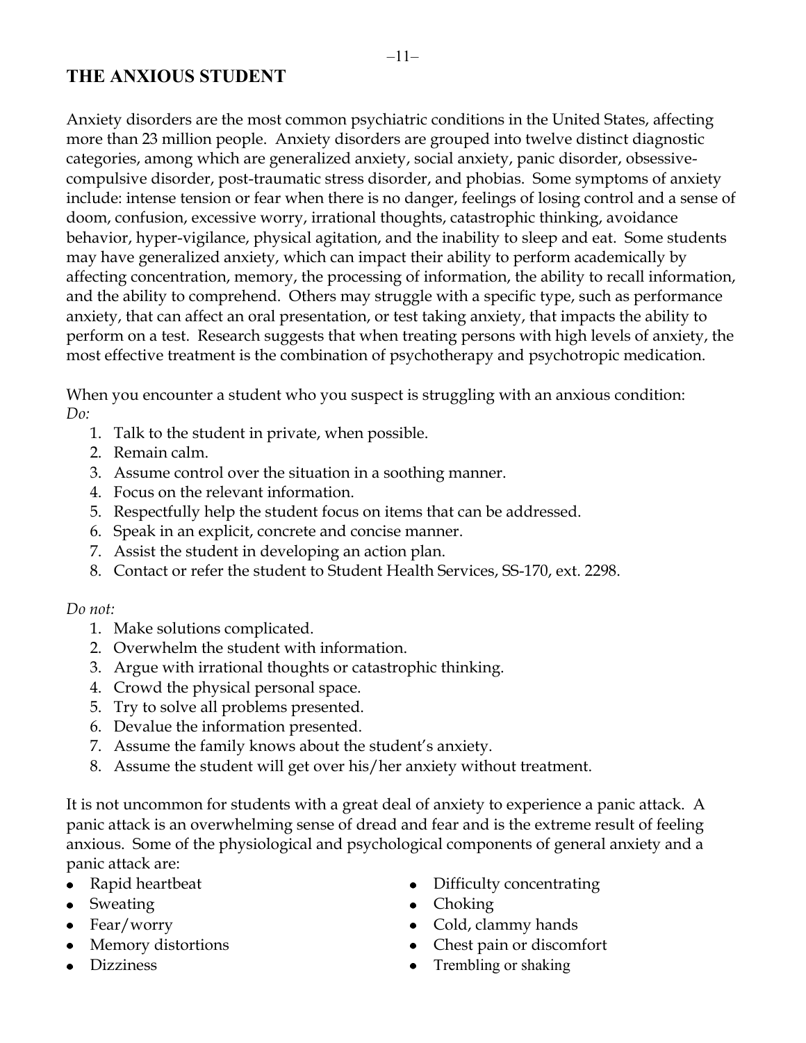## THE ANXIOUS STUDENT

Anxiety disorders are the most common psychiatric conditions in the United States, affecting more than 23 million people. Anxiety disorders are grouped into twelve distinct diagnostic categories, among which are generalized anxiety, social anxiety, panic disorder, obsessive-compulsive disorder, post-traumatic stress disorder, and phobias. Some symptoms of anxiety include: intense tension or fear when there is no danger, feelings of losing control and a sense of doom, confusion, excessive worry, irrational thoughts, catastrophic thinking, avoidance behavior, hyper-vigilance, physical agitation, and the inability to sleep and eat. Some students may have generalized anxiety, which can impact their ability to perform academically by affecting concentration, memory, the processing of information, the ability to recall information, and the ability to comprehend. Others may struggle with a specific type, such as performance anxiety, that can affect an oral presentation, or test taking anxiety, that impacts the ability to perform on a test. Research suggests that when treating persons with high levels of anxiety, the most effective treatment is the combination of psychotherapy and psychotropic medication.

When you encounter a student who you suspect is struggling with an anxious condition:
*Do:*

1. Talk to the student in private, when possible.
2. Remain calm.
3. Assume control over the situation in a soothing manner.
4. Focus on the relevant information.
5. Respectfully help the student focus on items that can be addressed.
6. Speak in an explicit, concrete and concise manner.
7. Assist the student in developing an action plan.
8. Contact or refer the student to Student Health Services, SS-170, ext. 2298.

*Do not:*

1. Make solutions complicated.
2. Overwhelm the student with information.
3. Argue with irrational thoughts or catastrophic thinking.
4. Crowd the physical personal space.
5. Try to solve all problems presented.
6. Devalue the information presented.
7. Assume the family knows about the student's anxiety.
8. Assume the student will get over his/her anxiety without treatment.

It is not uncommon for students with a great deal of anxiety to experience a panic attack. A panic attack is an overwhelming sense of dread and fear and is the extreme result of feeling anxious. Some of the physiological and psychological components of general anxiety and a panic attack are:

- Rapid heartbeat
- Sweating
- Fear/worry
- Memory distortions
- Dizziness
- Difficulty concentrating
- Choking
- Cold, clammy hands
- Chest pain or discomfort
- Trembling or shaking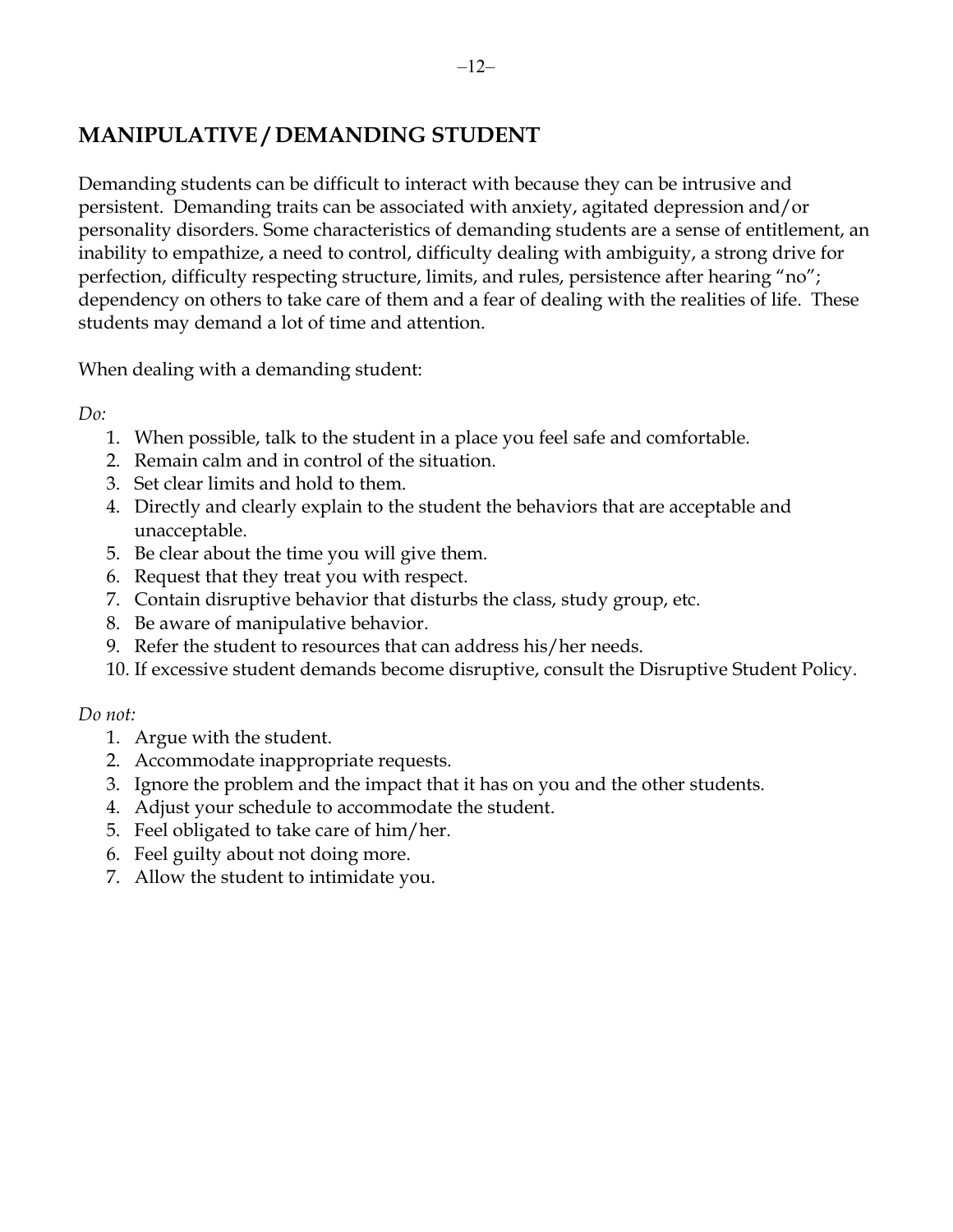## MANIPULATIVE / DEMANDING STUDENT

Demanding students can be difficult to interact with because they can be intrusive and persistent. Demanding traits can be associated with anxiety, agitated depression and/or personality disorders. Some characteristics of demanding students are a sense of entitlement, an inability to empathize, a need to control, difficulty dealing with ambiguity, a strong drive for perfection, difficulty respecting structure, limits, and rules, persistence after hearing "no"; dependency on others to take care of them and a fear of dealing with the realities of life. These students may demand a lot of time and attention.

When dealing with a demanding student:

*Do:*

1. When possible, talk to the student in a place you feel safe and comfortable.
2. Remain calm and in control of the situation.
3. Set clear limits and hold to them.
4. Directly and clearly explain to the student the behaviors that are acceptable and unacceptable.
5. Be clear about the time you will give them.
6. Request that they treat you with respect.
7. Contain disruptive behavior that disturbs the class, study group, etc.
8. Be aware of manipulative behavior.
9. Refer the student to resources that can address his/her needs.
10. If excessive student demands become disruptive, consult the Disruptive Student Policy.

*Do not:*

1. Argue with the student.
2. Accommodate inappropriate requests.
3. Ignore the problem and the impact that it has on you and the other students.
4. Adjust your schedule to accommodate the student.
5. Feel obligated to take care of him/her.
6. Feel guilty about not doing more.
7. Allow the student to intimidate you.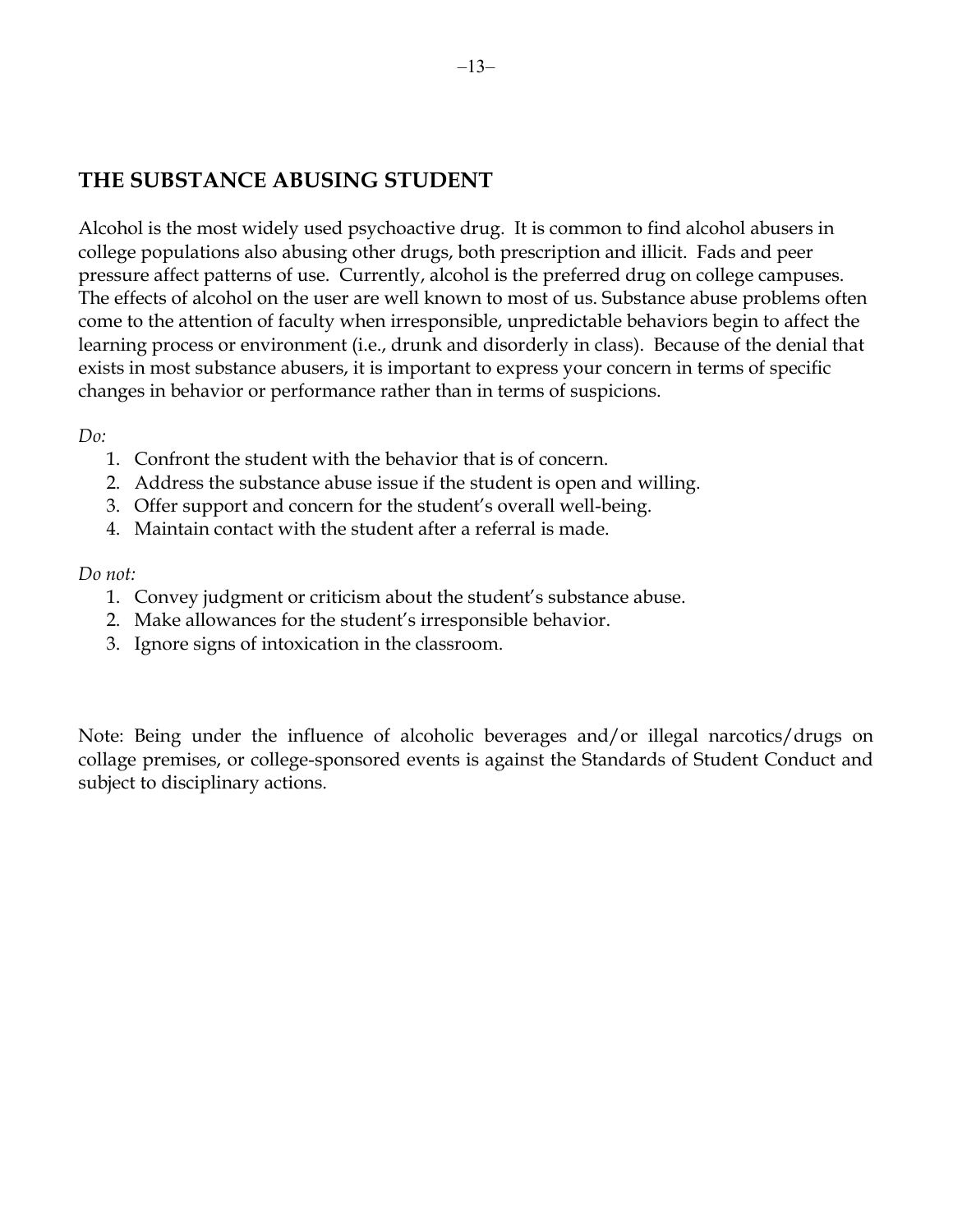## THE SUBSTANCE ABUSING STUDENT

Alcohol is the most widely used psychoactive drug. It is common to find alcohol abusers in college populations also abusing other drugs, both prescription and illicit. Fads and peer pressure affect patterns of use. Currently, alcohol is the preferred drug on college campuses. The effects of alcohol on the user are well known to most of us. Substance abuse problems often come to the attention of faculty when irresponsible, unpredictable behaviors begin to affect the learning process or environment (i.e., drunk and disorderly in class). Because of the denial that exists in most substance abusers, it is important to express your concern in terms of specific changes in behavior or performance rather than in terms of suspicions.

*Do:*

1. Confront the student with the behavior that is of concern.
2. Address the substance abuse issue if the student is open and willing.
3. Offer support and concern for the student's overall well-being.
4. Maintain contact with the student after a referral is made.

*Do not:*

1. Convey judgment or criticism about the student's substance abuse.
2. Make allowances for the student's irresponsible behavior.
3. Ignore signs of intoxication in the classroom.

Note: Being under the influence of alcoholic beverages and/or illegal narcotics/drugs on collage premises, or college-sponsored events is against the Standards of Student Conduct and subject to disciplinary actions.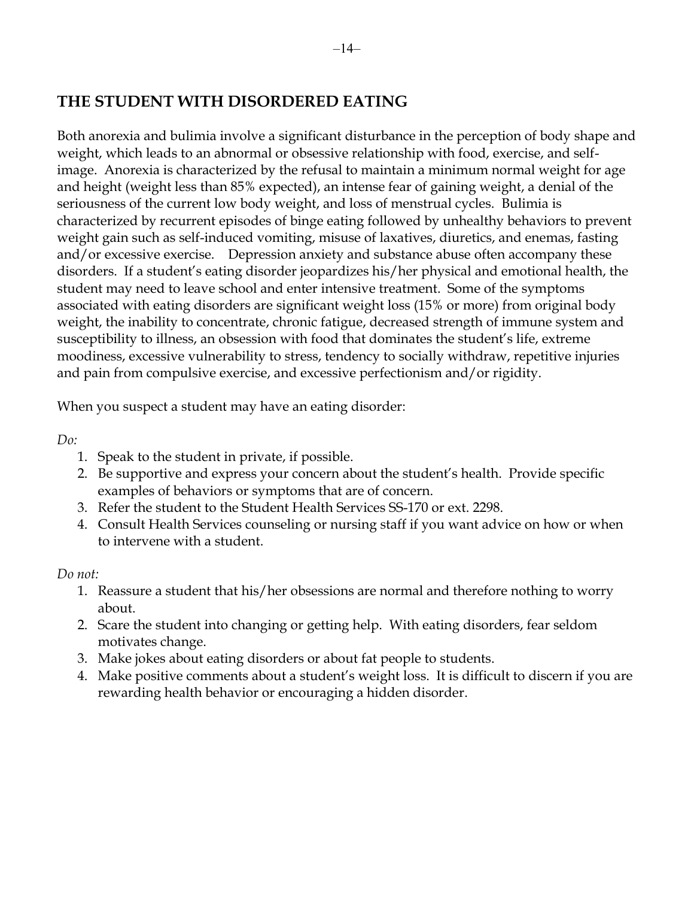## THE STUDENT WITH DISORDERED EATING

Both anorexia and bulimia involve a significant disturbance in the perception of body shape and weight, which leads to an abnormal or obsessive relationship with food, exercise, and self-image. Anorexia is characterized by the refusal to maintain a minimum normal weight for age and height (weight less than 85% expected), an intense fear of gaining weight, a denial of the seriousness of the current low body weight, and loss of menstrual cycles. Bulimia is characterized by recurrent episodes of binge eating followed by unhealthy behaviors to prevent weight gain such as self-induced vomiting, misuse of laxatives, diuretics, and enemas, fasting and/or excessive exercise. Depression anxiety and substance abuse often accompany these disorders. If a student's eating disorder jeopardizes his/her physical and emotional health, the student may need to leave school and enter intensive treatment. Some of the symptoms associated with eating disorders are significant weight loss (15% or more) from original body weight, the inability to concentrate, chronic fatigue, decreased strength of immune system and susceptibility to illness, an obsession with food that dominates the student's life, extreme moodiness, excessive vulnerability to stress, tendency to socially withdraw, repetitive injuries and pain from compulsive exercise, and excessive perfectionism and/or rigidity.

When you suspect a student may have an eating disorder:

*Do:*

1. Speak to the student in private, if possible.
2. Be supportive and express your concern about the student's health. Provide specific examples of behaviors or symptoms that are of concern.
3. Refer the student to the Student Health Services SS-170 or ext. 2298.
4. Consult Health Services counseling or nursing staff if you want advice on how or when to intervene with a student.

*Do not:*

1. Reassure a student that his/her obsessions are normal and therefore nothing to worry about.
2. Scare the student into changing or getting help. With eating disorders, fear seldom motivates change.
3. Make jokes about eating disorders or about fat people to students.
4. Make positive comments about a student's weight loss. It is difficult to discern if you are rewarding health behavior or encouraging a hidden disorder.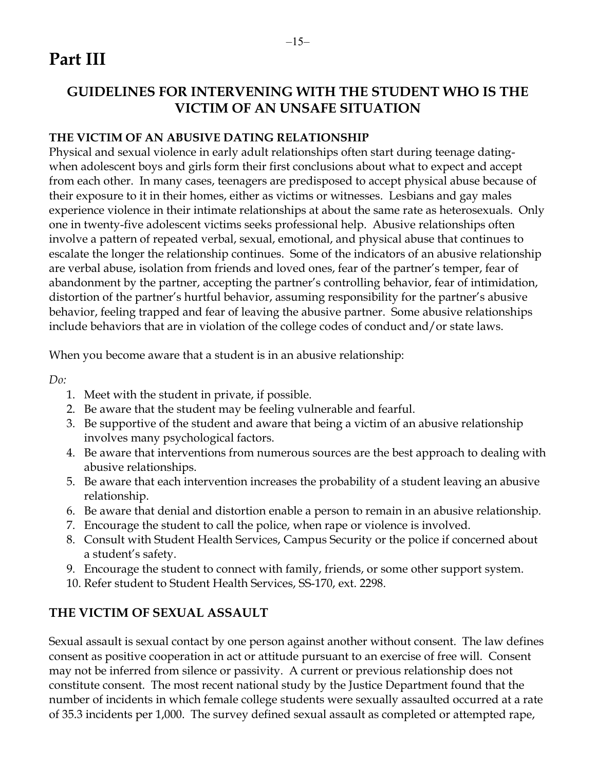# Part III

## GUIDELINES FOR INTERVENING WITH THE STUDENT WHO IS THE VICTIM OF AN UNSAFE SITUATION

### THE VICTIM OF AN ABUSIVE DATING RELATIONSHIP

Physical and sexual violence in early adult relationships often start during teenage dating- when adolescent boys and girls form their first conclusions about what to expect and accept from each other. In many cases, teenagers are predisposed to accept physical abuse because of their exposure to it in their homes, either as victims or witnesses. Lesbians and gay males experience violence in their intimate relationships at about the same rate as heterosexuals. Only one in twenty-five adolescent victims seeks professional help. Abusive relationships often involve a pattern of repeated verbal, sexual, emotional, and physical abuse that continues to escalate the longer the relationship continues. Some of the indicators of an abusive relationship are verbal abuse, isolation from friends and loved ones, fear of the partner's temper, fear of abandonment by the partner, accepting the partner's controlling behavior, fear of intimidation, distortion of the partner's hurtful behavior, assuming responsibility for the partner's abusive behavior, feeling trapped and fear of leaving the abusive partner. Some abusive relationships include behaviors that are in violation of the college codes of conduct and/or state laws.

When you become aware that a student is in an abusive relationship:

*Do:*

1. Meet with the student in private, if possible.
2. Be aware that the student may be feeling vulnerable and fearful.
3. Be supportive of the student and aware that being a victim of an abusive relationship involves many psychological factors.
4. Be aware that interventions from numerous sources are the best approach to dealing with abusive relationships.
5. Be aware that each intervention increases the probability of a student leaving an abusive relationship.
6. Be aware that denial and distortion enable a person to remain in an abusive relationship.
7. Encourage the student to call the police, when rape or violence is involved.
8. Consult with Student Health Services, Campus Security or the police if concerned about a student's safety.
9. Encourage the student to connect with family, friends, or some other support system.
10. Refer student to Student Health Services, SS-170, ext. 2298.

### THE VICTIM OF SEXUAL ASSAULT

Sexual assault is sexual contact by one person against another without consent. The law defines consent as positive cooperation in act or attitude pursuant to an exercise of free will. Consent may not be inferred from silence or passivity. A current or previous relationship does not constitute consent. The most recent national study by the Justice Department found that the number of incidents in which female college students were sexually assaulted occurred at a rate of 35.3 incidents per 1,000. The survey defined sexual assault as completed or attempted rape,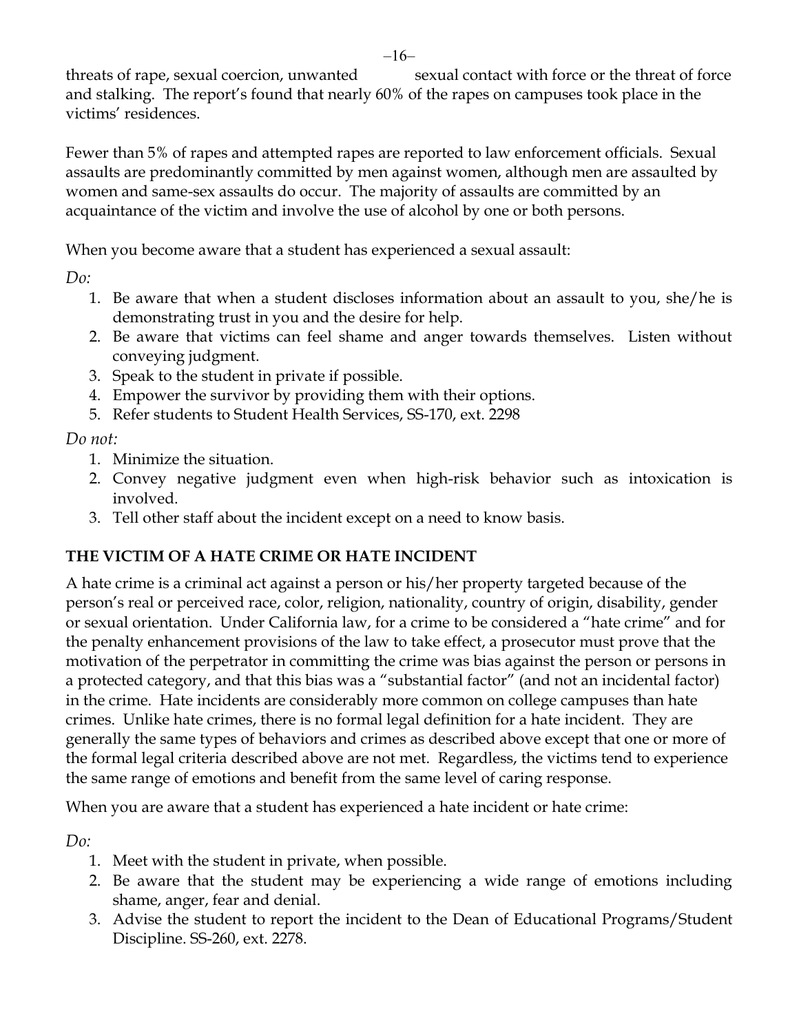threats of rape, sexual coercion, unwanted sexual contact with force or the threat of force and stalking. The report's found that nearly 60% of the rapes on campuses took place in the victims' residences.

Fewer than 5% of rapes and attempted rapes are reported to law enforcement officials. Sexual assaults are predominantly committed by men against women, although men are assaulted by women and same-sex assaults do occur. The majority of assaults are committed by an acquaintance of the victim and involve the use of alcohol by one or both persons.

When you become aware that a student has experienced a sexual assault:

*Do:*

1. Be aware that when a student discloses information about an assault to you, she/he is demonstrating trust in you and the desire for help.
2. Be aware that victims can feel shame and anger towards themselves. Listen without conveying judgment.
3. Speak to the student in private if possible.
4. Empower the survivor by providing them with their options.
5. Refer students to Student Health Services, SS-170, ext. 2298

*Do not:*

1. Minimize the situation.
2. Convey negative judgment even when high-risk behavior such as intoxication is involved.
3. Tell other staff about the incident except on a need to know basis.

## THE VICTIM OF A HATE CRIME OR HATE INCIDENT

A hate crime is a criminal act against a person or his/her property targeted because of the person's real or perceived race, color, religion, nationality, country of origin, disability, gender or sexual orientation. Under California law, for a crime to be considered a "hate crime" and for the penalty enhancement provisions of the law to take effect, a prosecutor must prove that the motivation of the perpetrator in committing the crime was bias against the person or persons in a protected category, and that this bias was a "substantial factor" (and not an incidental factor) in the crime. Hate incidents are considerably more common on college campuses than hate crimes. Unlike hate crimes, there is no formal legal definition for a hate incident. They are generally the same types of behaviors and crimes as described above except that one or more of the formal legal criteria described above are not met. Regardless, the victims tend to experience the same range of emotions and benefit from the same level of caring response.

When you are aware that a student has experienced a hate incident or hate crime:

*Do:*

1. Meet with the student in private, when possible.
2. Be aware that the student may be experiencing a wide range of emotions including shame, anger, fear and denial.
3. Advise the student to report the incident to the Dean of Educational Programs/Student Discipline. SS-260, ext. 2278.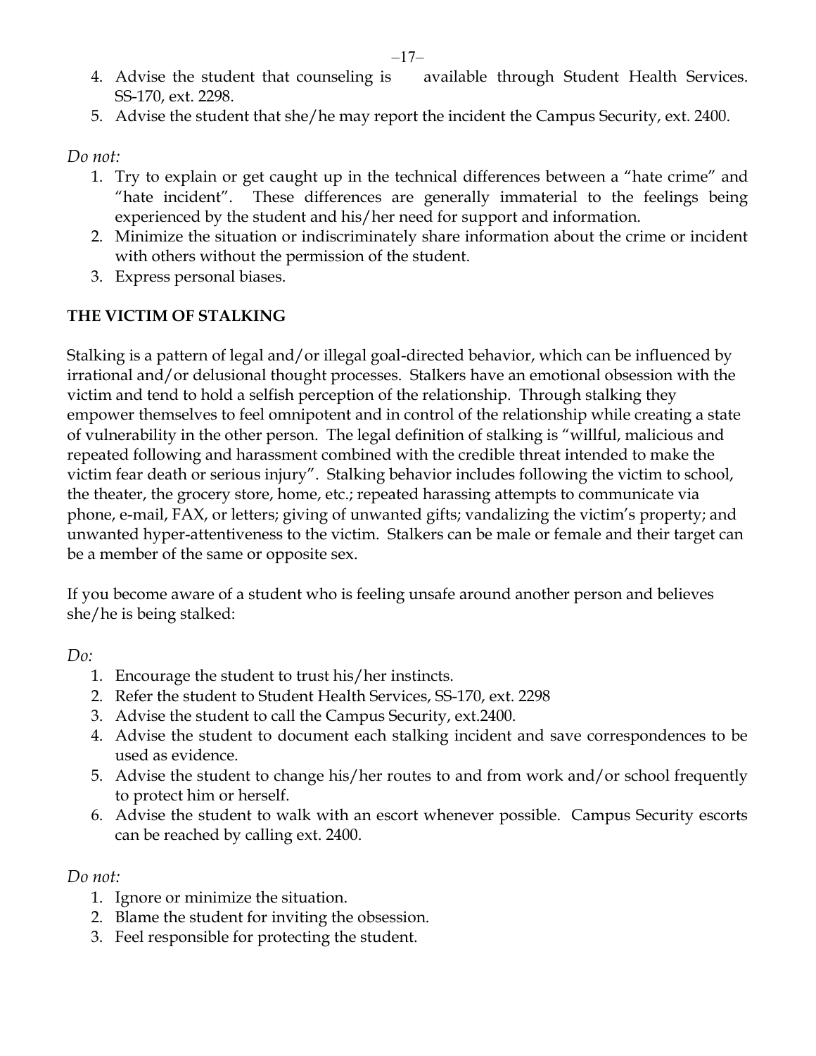4. Advise the student that counseling is available through Student Health Services. SS-170, ext. 2298.
5. Advise the student that she/he may report the incident the Campus Security, ext. 2400.

*Do not:*

1. Try to explain or get caught up in the technical differences between a "hate crime" and "hate incident". These differences are generally immaterial to the feelings being experienced by the student and his/her need for support and information.
2. Minimize the situation or indiscriminately share information about the crime or incident with others without the permission of the student.
3. Express personal biases.

**THE VICTIM OF STALKING**

Stalking is a pattern of legal and/or illegal goal-directed behavior, which can be influenced by irrational and/or delusional thought processes. Stalkers have an emotional obsession with the victim and tend to hold a selfish perception of the relationship. Through stalking they empower themselves to feel omnipotent and in control of the relationship while creating a state of vulnerability in the other person. The legal definition of stalking is "willful, malicious and repeated following and harassment combined with the credible threat intended to make the victim fear death or serious injury". Stalking behavior includes following the victim to school, the theater, the grocery store, home, etc.; repeated harassing attempts to communicate via phone, e-mail, FAX, or letters; giving of unwanted gifts; vandalizing the victim's property; and unwanted hyper-attentiveness to the victim. Stalkers can be male or female and their target can be a member of the same or opposite sex.

If you become aware of a student who is feeling unsafe around another person and believes she/he is being stalked:

*Do:*

1. Encourage the student to trust his/her instincts.
2. Refer the student to Student Health Services, SS-170, ext. 2298
3. Advise the student to call the Campus Security, ext.2400.
4. Advise the student to document each stalking incident and save correspondences to be used as evidence.
5. Advise the student to change his/her routes to and from work and/or school frequently to protect him or herself.
6. Advise the student to walk with an escort whenever possible. Campus Security escorts can be reached by calling ext. 2400.

*Do not:*

1. Ignore or minimize the situation.
2. Blame the student for inviting the obsession.
3. Feel responsible for protecting the student.